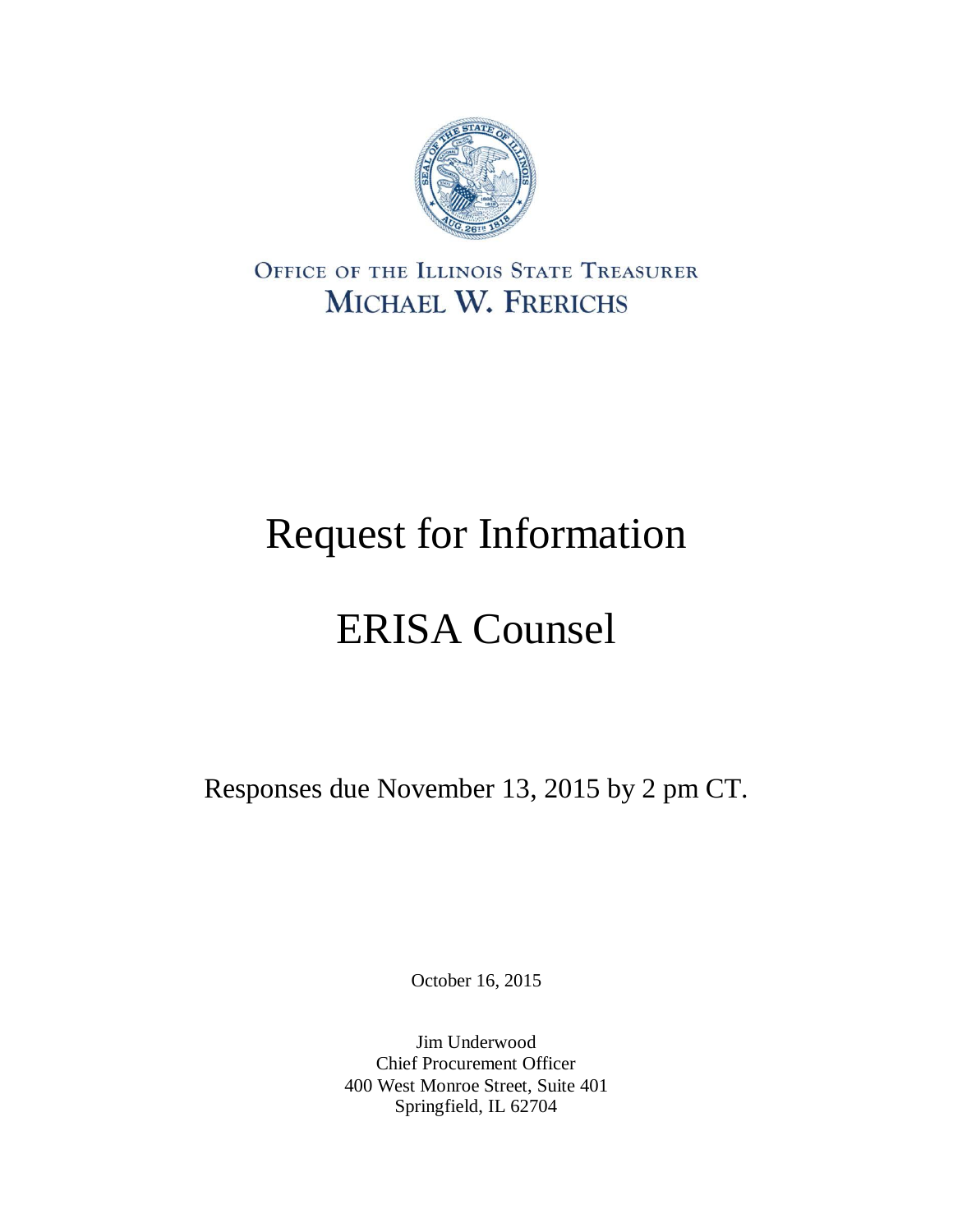OFFICE OF THE ILLINOIS STATE TREASURER

MICHAEL W. FRERICHS

# Request for Information

# ERISA Counsel

Responses due November 13, 2015 by 2 pm CT.

October 16, 2015

Jim Underwood
Chief Procurement Officer
400 West Monroe Street, Suite 401
Springfield, IL 62704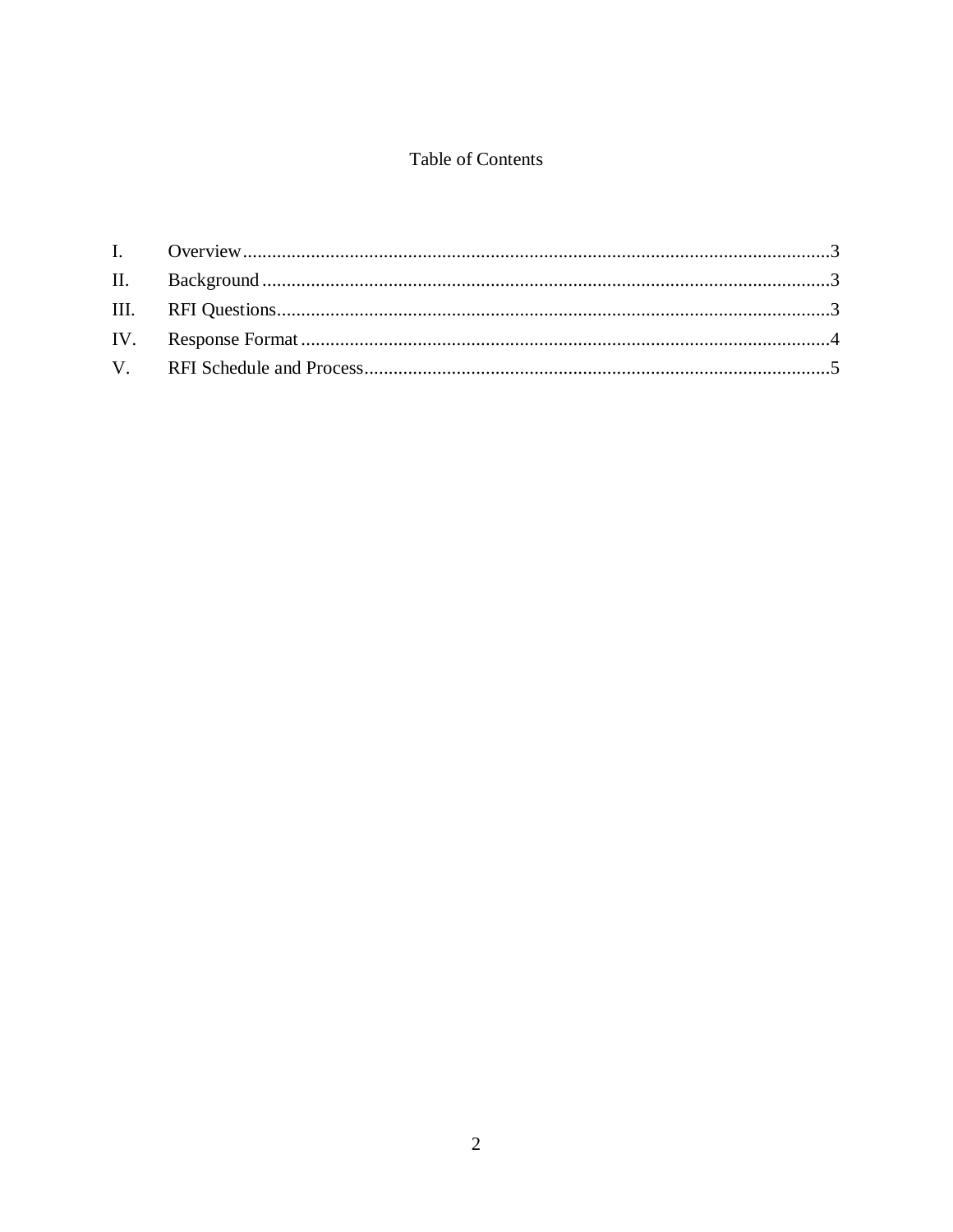# Table of Contents

I. Overview ........................................................ 3
II. Background ........................................................ 3
III. RFI Questions ........................................................ 3
IV. Response Format ........................................................ 4
V. RFI Schedule and Process ........................................................ 5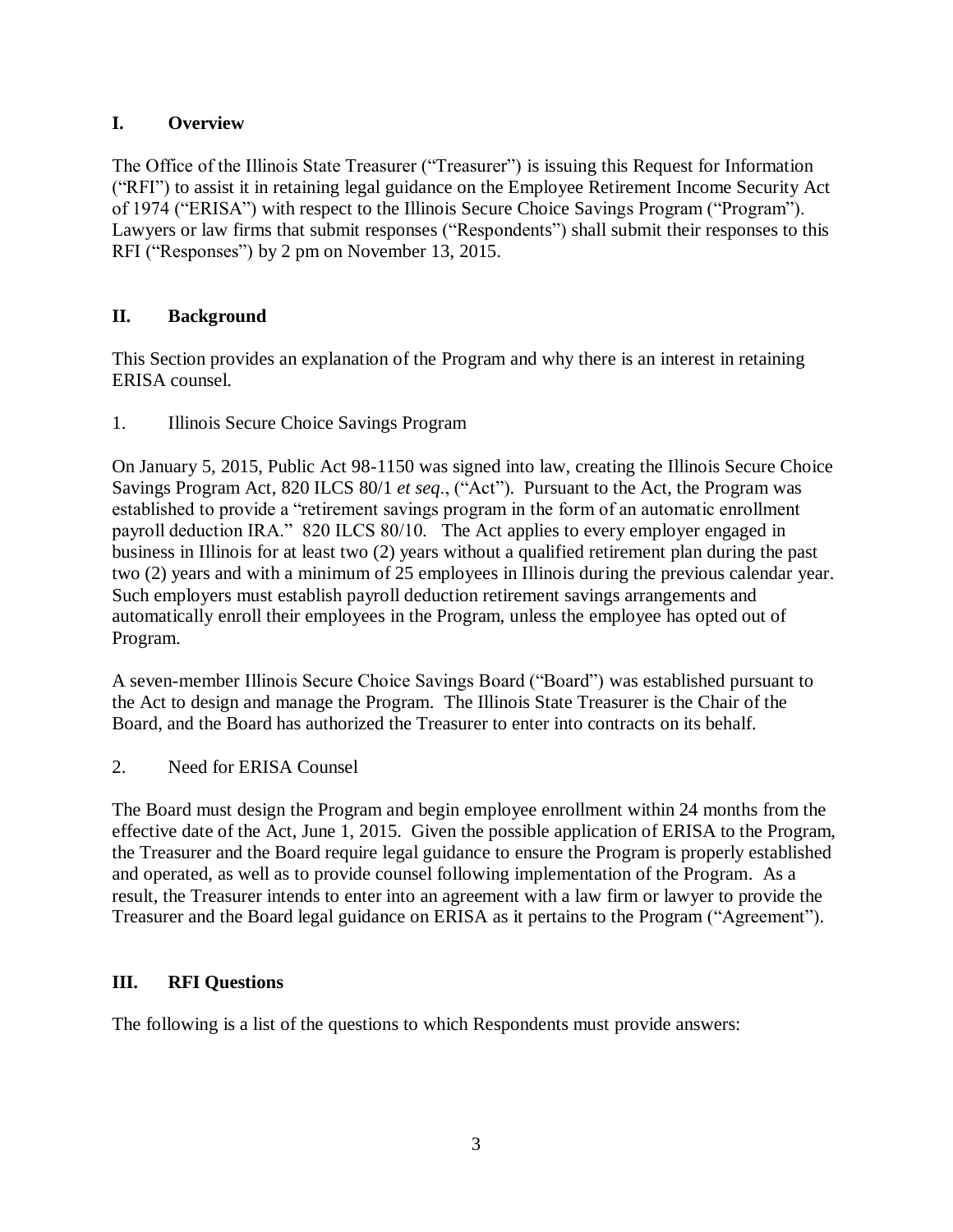## I. Overview

The Office of the Illinois State Treasurer ("Treasurer") is issuing this Request for Information ("RFI") to assist it in retaining legal guidance on the Employee Retirement Income Security Act of 1974 ("ERISA") with respect to the Illinois Secure Choice Savings Program ("Program"). Lawyers or law firms that submit responses ("Respondents") shall submit their responses to this RFI ("Responses") by 2 pm on November 13, 2015.

## II. Background

This Section provides an explanation of the Program and why there is an interest in retaining ERISA counsel.

1. Illinois Secure Choice Savings Program

On January 5, 2015, Public Act 98-1150 was signed into law, creating the Illinois Secure Choice Savings Program Act, 820 ILCS 80/1 *et seq*., ("Act"). Pursuant to the Act, the Program was established to provide a "retirement savings program in the form of an automatic enrollment payroll deduction IRA." 820 ILCS 80/10. The Act applies to every employer engaged in business in Illinois for at least two (2) years without a qualified retirement plan during the past two (2) years and with a minimum of 25 employees in Illinois during the previous calendar year. Such employers must establish payroll deduction retirement savings arrangements and automatically enroll their employees in the Program, unless the employee has opted out of Program.

A seven-member Illinois Secure Choice Savings Board ("Board") was established pursuant to the Act to design and manage the Program. The Illinois State Treasurer is the Chair of the Board, and the Board has authorized the Treasurer to enter into contracts on its behalf.

2. Need for ERISA Counsel

The Board must design the Program and begin employee enrollment within 24 months from the effective date of the Act, June 1, 2015. Given the possible application of ERISA to the Program, the Treasurer and the Board require legal guidance to ensure the Program is properly established and operated, as well as to provide counsel following implementation of the Program. As a result, the Treasurer intends to enter into an agreement with a law firm or lawyer to provide the Treasurer and the Board legal guidance on ERISA as it pertains to the Program ("Agreement").

## III. RFI Questions

The following is a list of the questions to which Respondents must provide answers: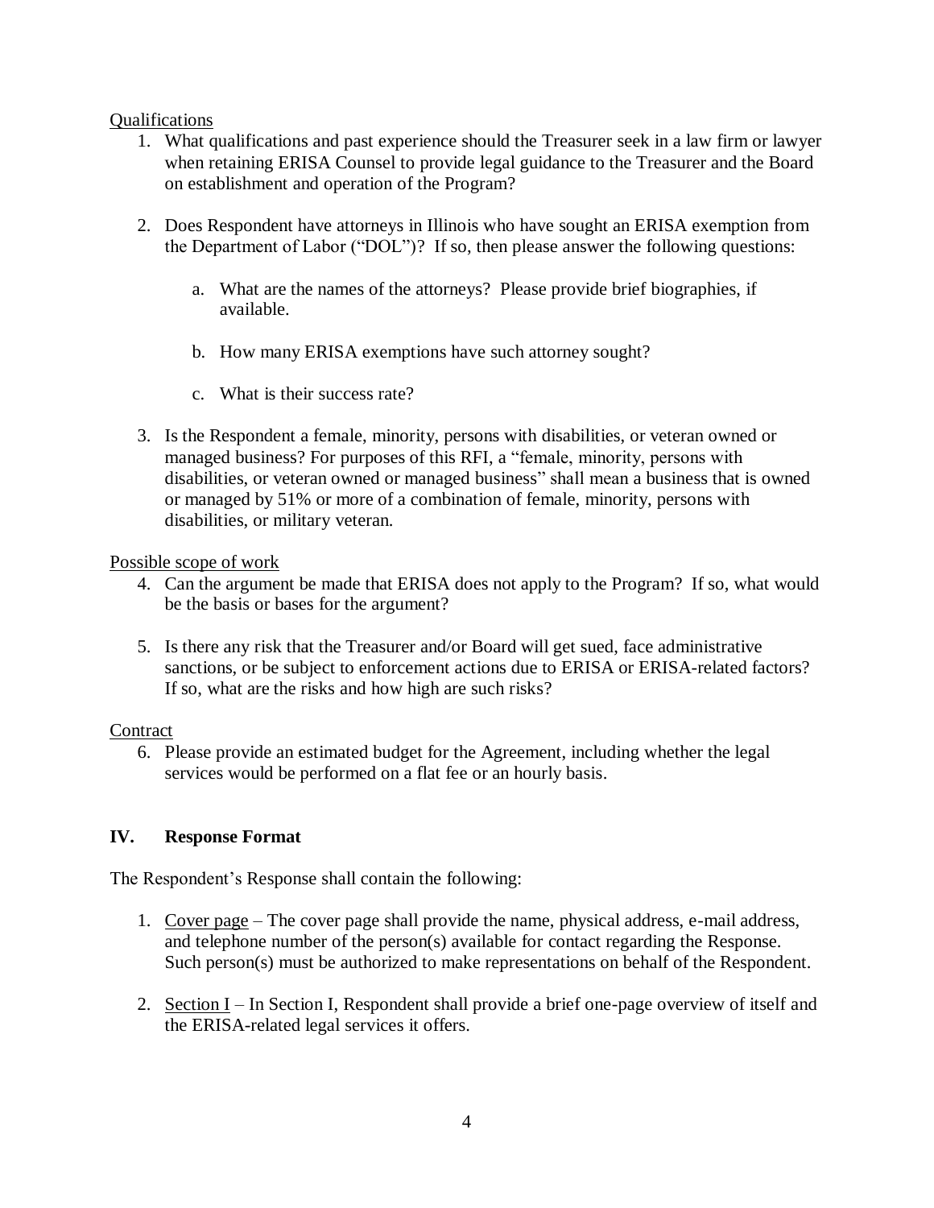Qualifications

1. What qualifications and past experience should the Treasurer seek in a law firm or lawyer when retaining ERISA Counsel to provide legal guidance to the Treasurer and the Board on establishment and operation of the Program?

2. Does Respondent have attorneys in Illinois who have sought an ERISA exemption from the Department of Labor ("DOL")? If so, then please answer the following questions:

   a. What are the names of the attorneys? Please provide brief biographies, if available.

   b. How many ERISA exemptions have such attorney sought?

   c. What is their success rate?

3. Is the Respondent a female, minority, persons with disabilities, or veteran owned or managed business? For purposes of this RFI, a "female, minority, persons with disabilities, or veteran owned or managed business" shall mean a business that is owned or managed by 51% or more of a combination of female, minority, persons with disabilities, or military veteran.

Possible scope of work

4. Can the argument be made that ERISA does not apply to the Program? If so, what would be the basis or bases for the argument?

5. Is there any risk that the Treasurer and/or Board will get sued, face administrative sanctions, or be subject to enforcement actions due to ERISA or ERISA-related factors? If so, what are the risks and how high are such risks?

Contract

6. Please provide an estimated budget for the Agreement, including whether the legal services would be performed on a flat fee or an hourly basis.

## IV. Response Format

The Respondent's Response shall contain the following:

1. Cover page – The cover page shall provide the name, physical address, e-mail address, and telephone number of the person(s) available for contact regarding the Response. Such person(s) must be authorized to make representations on behalf of the Respondent.

2. Section I – In Section I, Respondent shall provide a brief one-page overview of itself and the ERISA-related legal services it offers.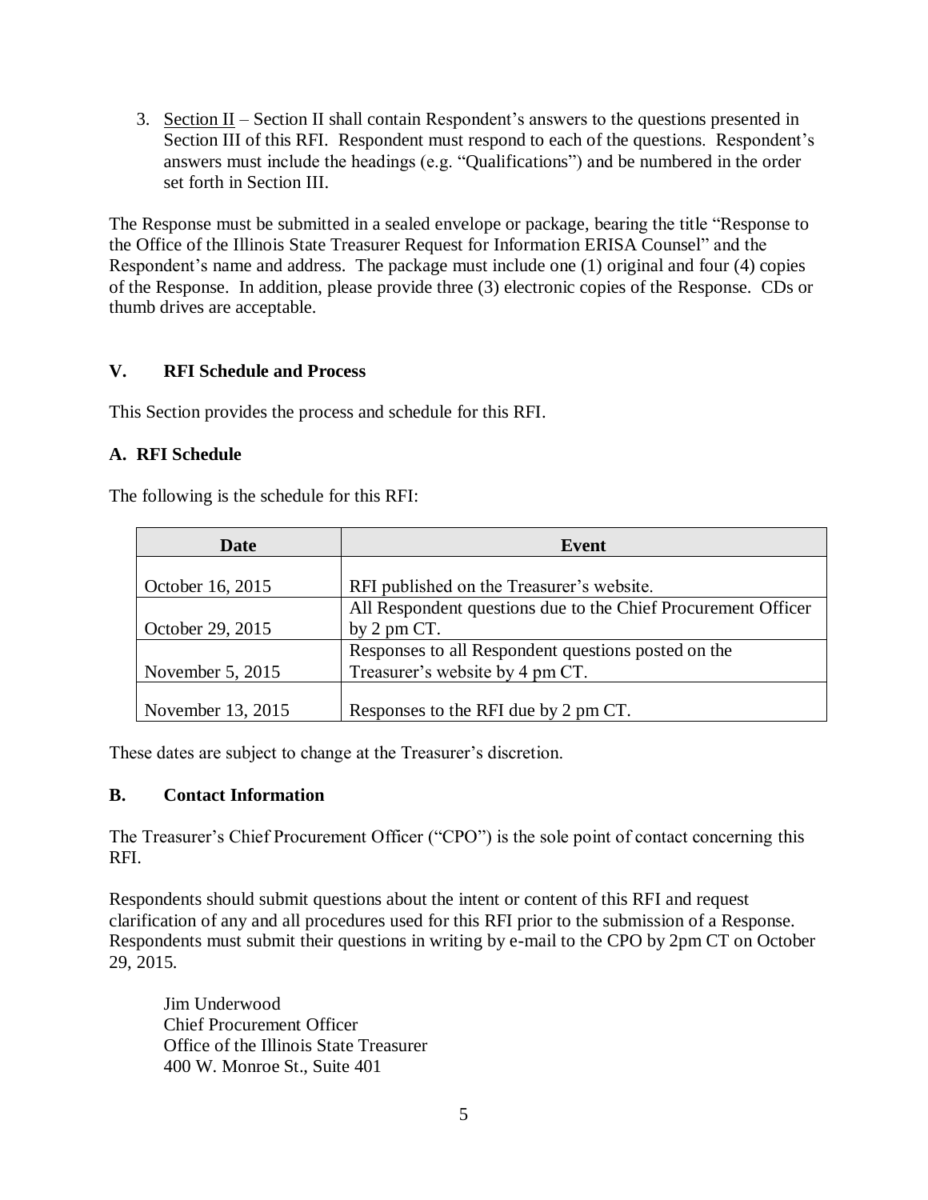3. Section II – Section II shall contain Respondent's answers to the questions presented in Section III of this RFI. Respondent must respond to each of the questions. Respondent's answers must include the headings (e.g. "Qualifications") and be numbered in the order set forth in Section III.

The Response must be submitted in a sealed envelope or package, bearing the title "Response to the Office of the Illinois State Treasurer Request for Information ERISA Counsel" and the Respondent's name and address. The package must include one (1) original and four (4) copies of the Response. In addition, please provide three (3) electronic copies of the Response. CDs or thumb drives are acceptable.

## V. RFI Schedule and Process

This Section provides the process and schedule for this RFI.

### A. RFI Schedule

The following is the schedule for this RFI:

| Date | Event |
|---|---|
| October 16, 2015 | RFI published on the Treasurer's website. |
| October 29, 2015 | All Respondent questions due to the Chief Procurement Officer by 2 pm CT. |
| November 5, 2015 | Responses to all Respondent questions posted on the Treasurer's website by 4 pm CT. |
| November 13, 2015 | Responses to the RFI due by 2 pm CT. |

These dates are subject to change at the Treasurer's discretion.

### B. Contact Information

The Treasurer's Chief Procurement Officer ("CPO") is the sole point of contact concerning this RFI.

Respondents should submit questions about the intent or content of this RFI and request clarification of any and all procedures used for this RFI prior to the submission of a Response. Respondents must submit their questions in writing by e-mail to the CPO by 2pm CT on October 29, 2015.

Jim Underwood
Chief Procurement Officer
Office of the Illinois State Treasurer
400 W. Monroe St., Suite 401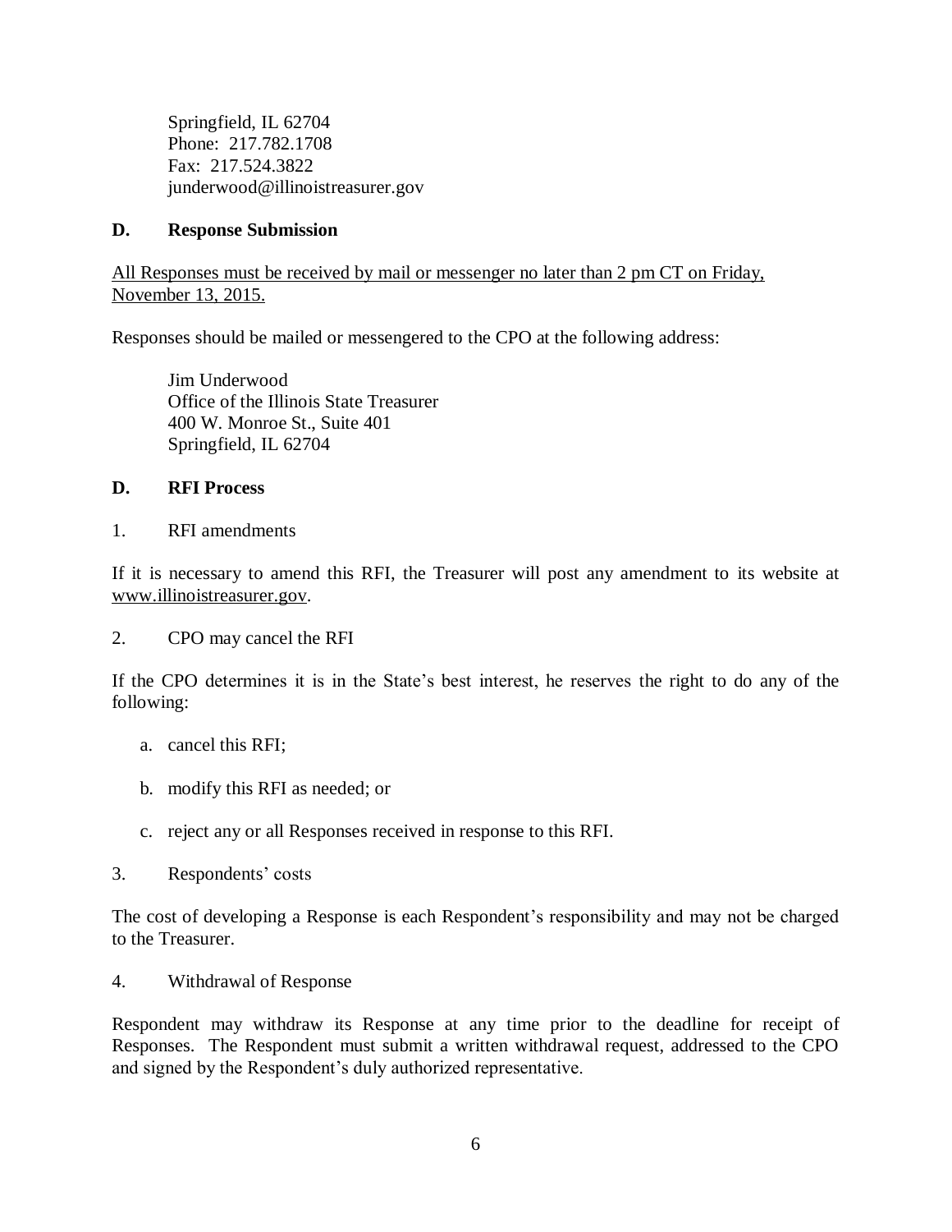Springfield, IL 62704
Phone: 217.782.1708
Fax: 217.524.3822
junderwood@illinoistreasurer.gov

### D. Response Submission

All Responses must be received by mail or messenger no later than 2 pm CT on Friday, November 13, 2015.

Responses should be mailed or messengered to the CPO at the following address:

Jim Underwood
Office of the Illinois State Treasurer
400 W. Monroe St., Suite 401
Springfield, IL 62704

### D. RFI Process

1. RFI amendments

If it is necessary to amend this RFI, the Treasurer will post any amendment to its website at www.illinoistreasurer.gov.

2. CPO may cancel the RFI

If the CPO determines it is in the State's best interest, he reserves the right to do any of the following:

a. cancel this RFI;

b. modify this RFI as needed; or

c. reject any or all Responses received in response to this RFI.

3. Respondents' costs

The cost of developing a Response is each Respondent's responsibility and may not be charged to the Treasurer.

4. Withdrawal of Response

Respondent may withdraw its Response at any time prior to the deadline for receipt of Responses. The Respondent must submit a written withdrawal request, addressed to the CPO and signed by the Respondent's duly authorized representative.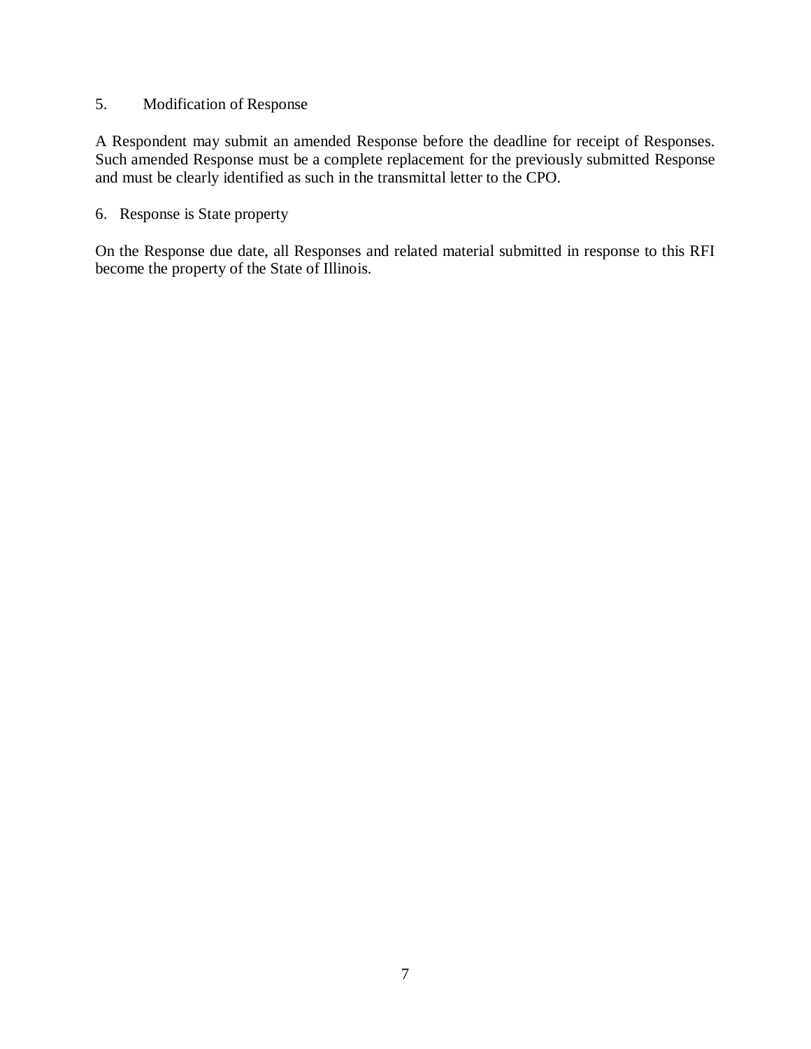5. Modification of Response

A Respondent may submit an amended Response before the deadline for receipt of Responses. Such amended Response must be a complete replacement for the previously submitted Response and must be clearly identified as such in the transmittal letter to the CPO.

6. Response is State property

On the Response due date, all Responses and related material submitted in response to this RFI become the property of the State of Illinois.